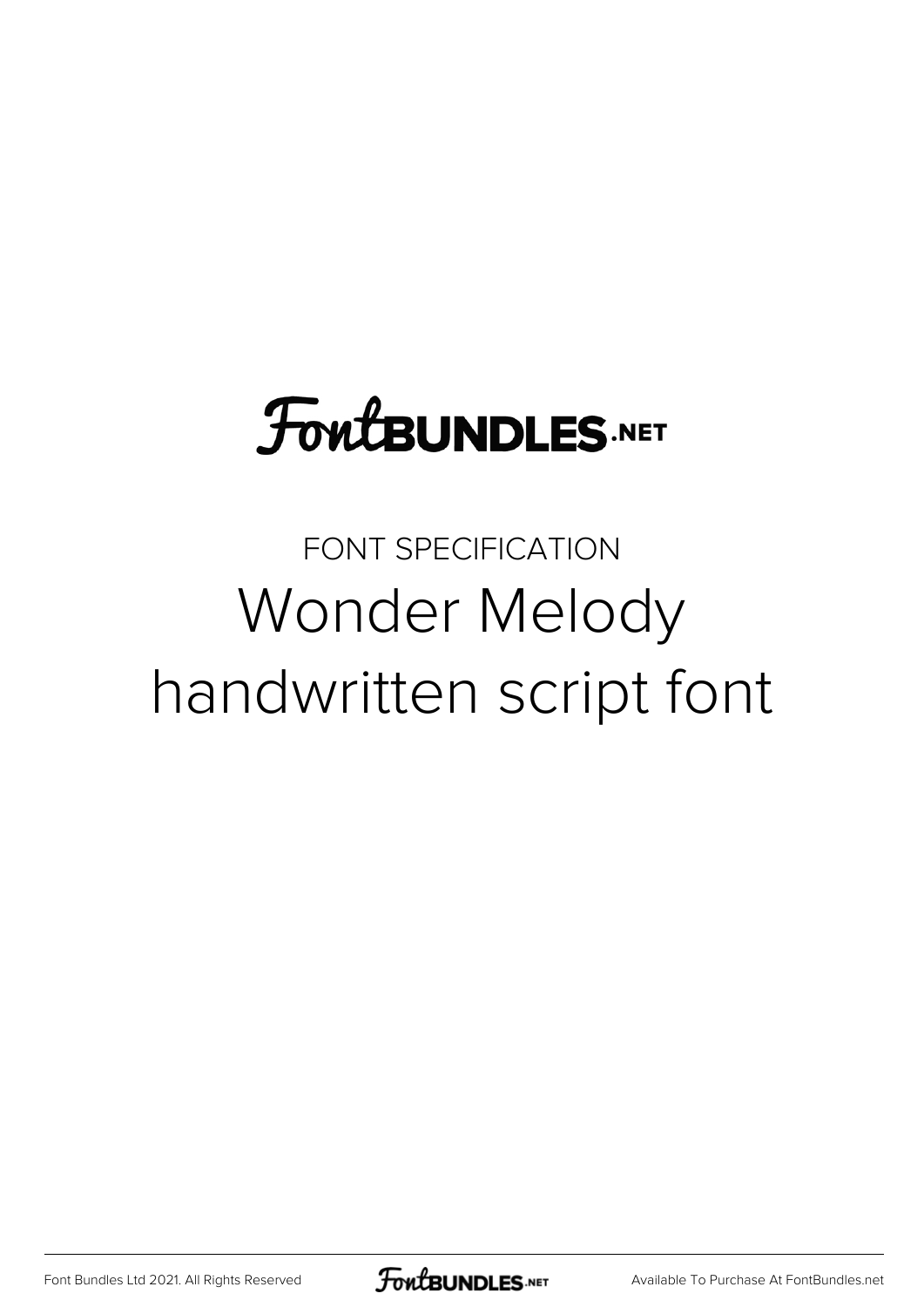FontBUNDLES.NET

FONT SPECIFICATION

# Wonder Melody handwritten script font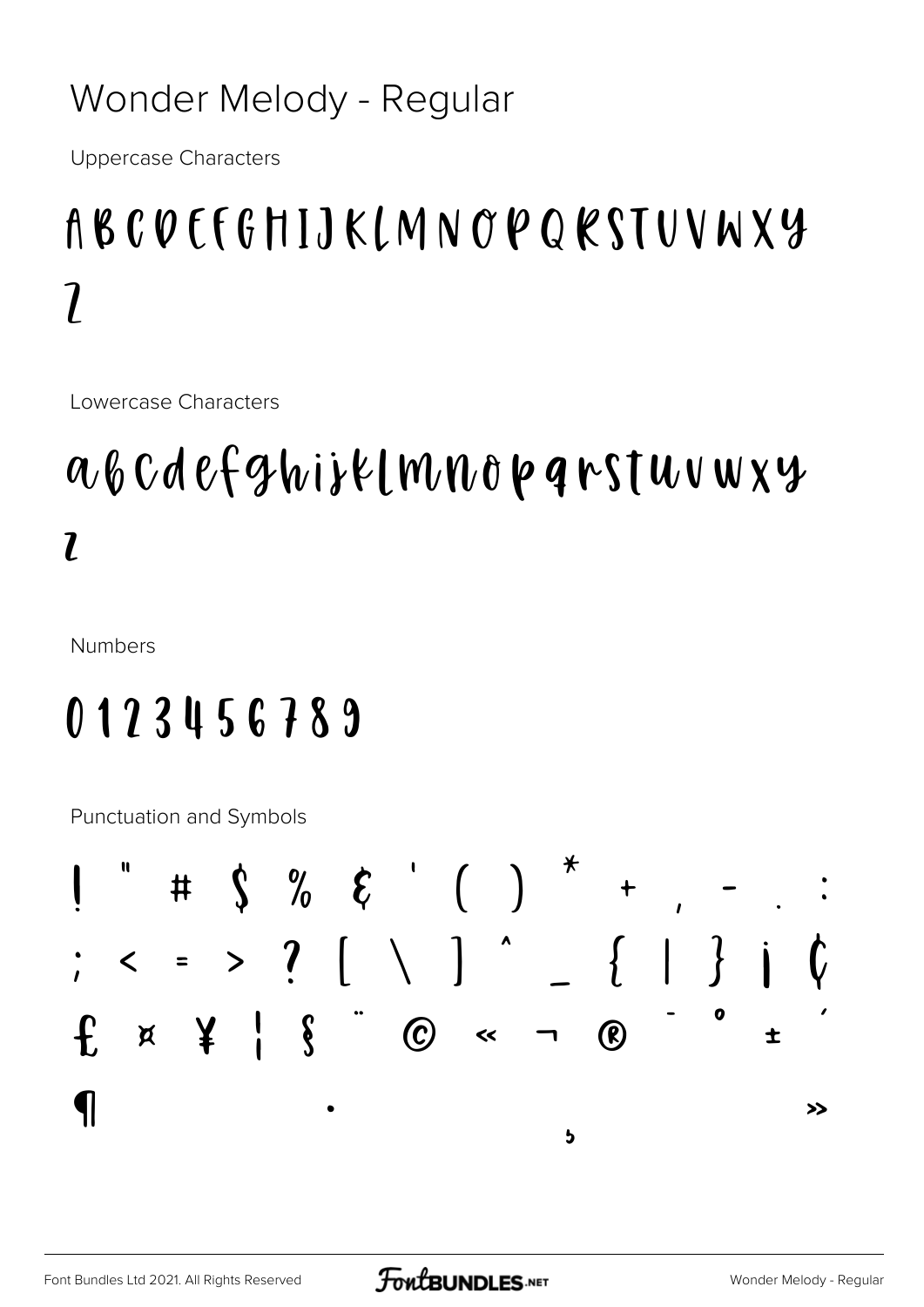# Wonder Melody - Regular

Uppercase Characters

A B C D E F G H I J K L M N O P Q R S T U V W X Y Z

Lowercase Characters

a b c d e f g h i j k l m n o p q r s t u v w x y z

Numbers

0 1 2 3 4 5 6 7 8 9

Punctuation and Symbols

! " # $ % & ' ( ) * + , - . :
; < = > ? [ \ ] ^ _ { | } ¡ ¢
£ ¤ ¥ ¦ § ¨ © « ¬ ® ¯ ° ± ´
¶ · ¸ »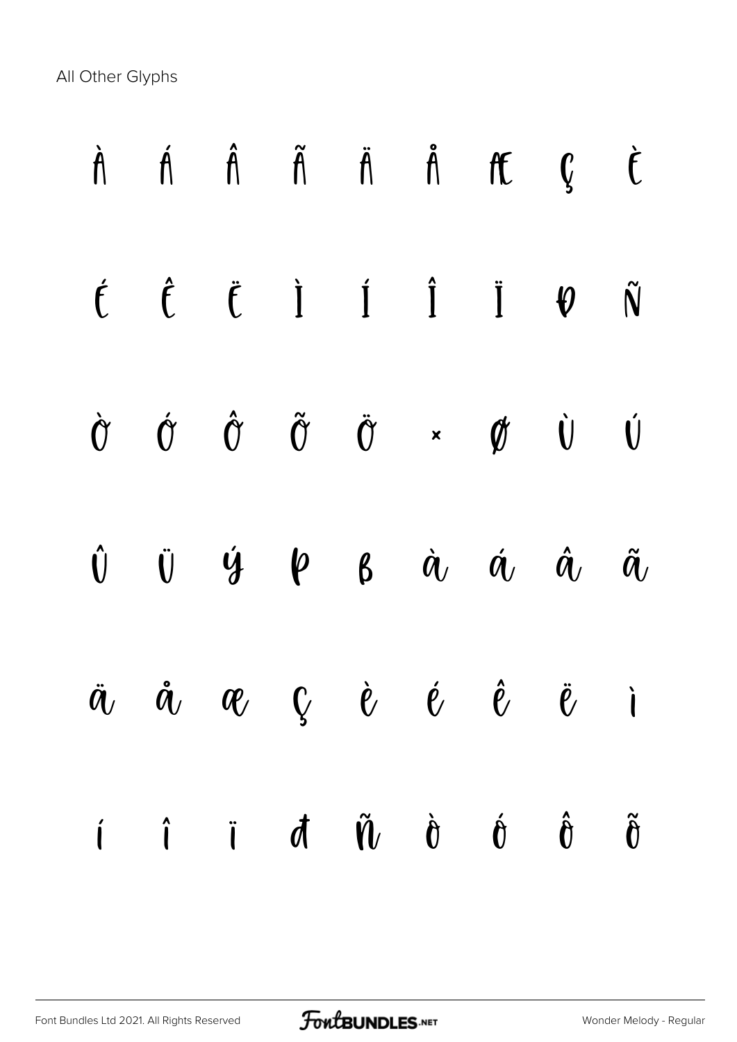All Other Glyphs

À Á Â Ã Ä Å Æ Ç È

É Ê Ë Ì Í Î Ï Ð Ñ

Ò Ó Ô Õ Ö × Ø Ù Ú

Û Ü Ý Þ ß à á â ã

ä å æ ç è é ê ë ì

í î ï ð ñ ò ó ô õ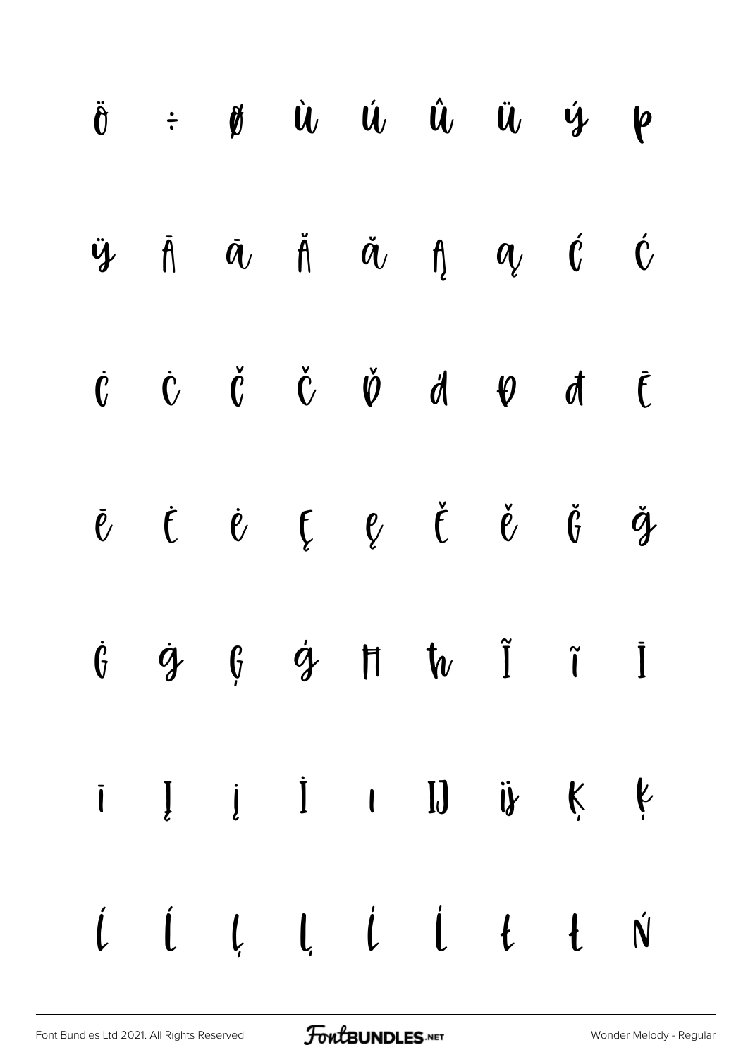ö ÷ ø ù ú û ü ý þ

ÿ Ā ā Ă ă Ą ą Ć ć

Ċ ċ Č č Ď ď Đ đ Ē

ē Ė ė Ę ę Ě ě Ğ ğ

Ġ ġ Ģ ģ Ħ ħ Ĩ ĩ Ī

ī Į į İ ı Ĳ ĳ Ķ ķ

Ĺ ĺ Ļ ļ Ľ ľ Ł ł Ń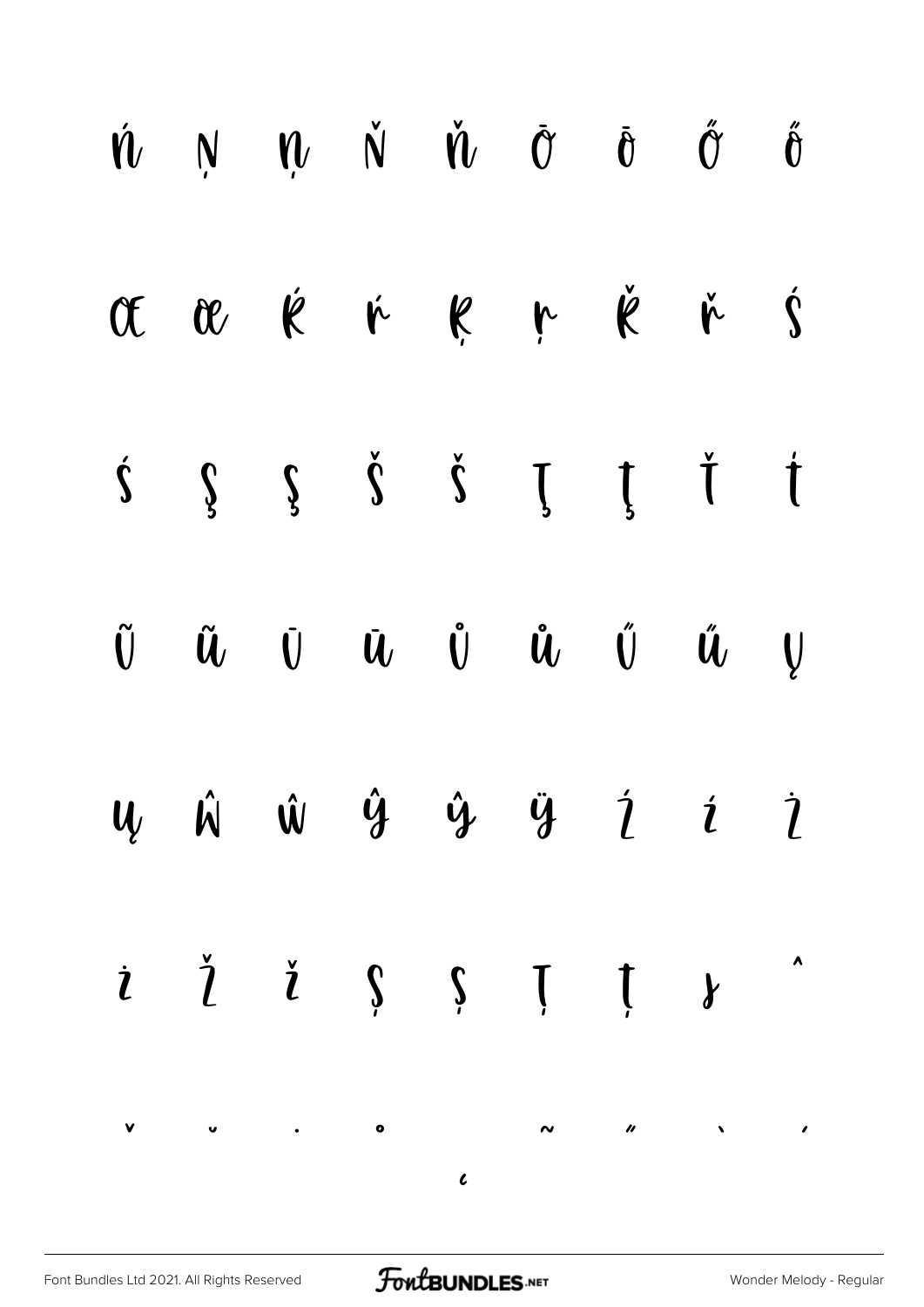ń Ņ ņ Ň ň Ō ō Ő ő

Œ œ Ŕ ŕ Ŗ ŗ Ř ř Ś

ś Ş ş Š š Ţ ţ Ť ť

Ũ ũ Ū ū Ů ů Ű ű Ų

ų Ŵ ŵ Ŷ ŷ Ÿ Ź ź Ż

ż Ž ž Ș ș Ț ț ȷ ˆ

ˇ ˘ ˙ ˚ ˛ ˜ ˝ ` ´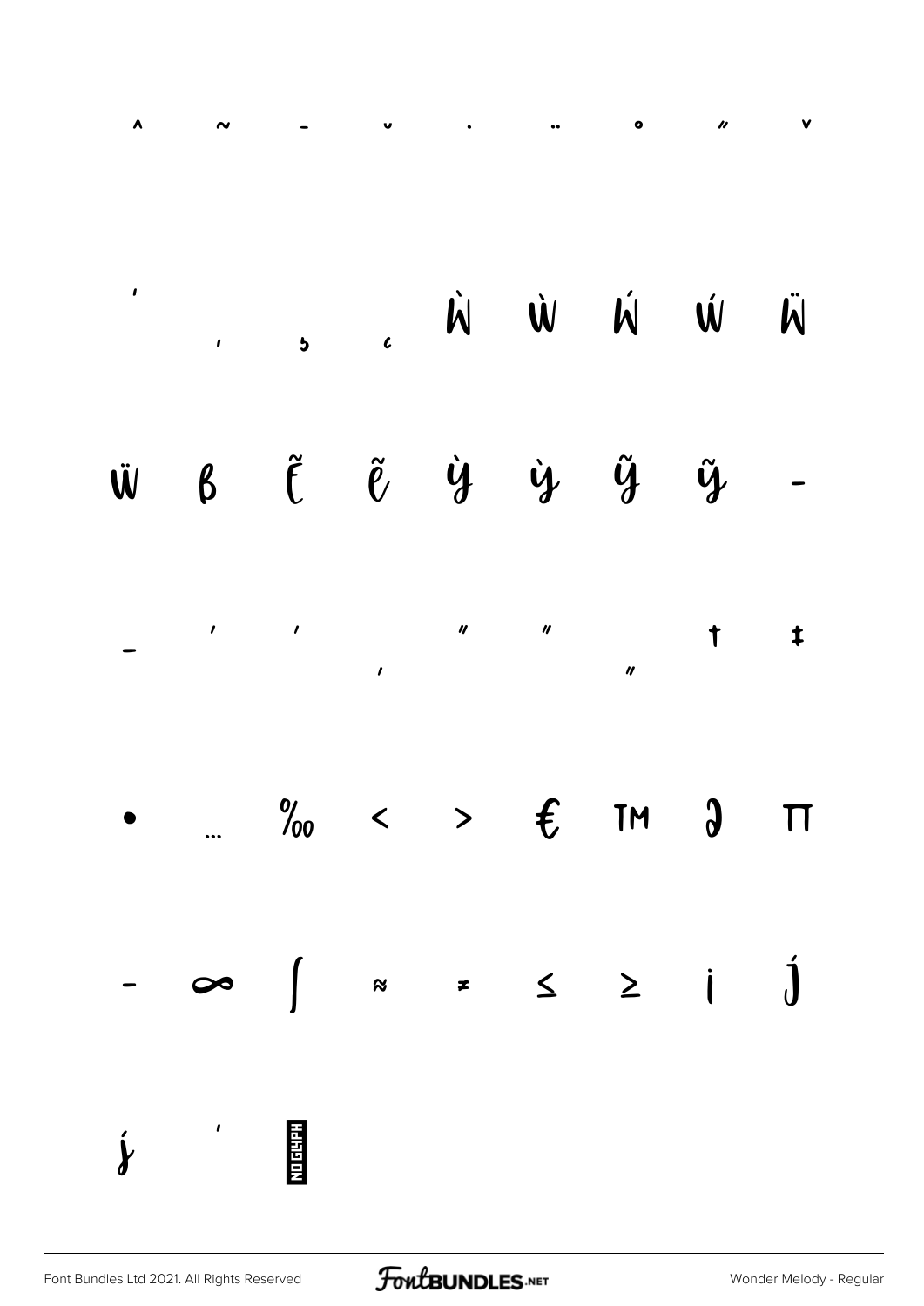^ ~ - ˘ ˙ ¨ ˚ ˝ ˇ

' , ; ‚ Ẁ ẁ Ẃ ẃ Ẅ

ẅ ß Ẽ ẽ Ỳ ỳ Ỹ ỹ –

— ' ' ‚ " " „ † ‡

• … ‰ ‹ › € ™ ∂ ∏

− ∞ ∫ ≈ ≠ ≤ ≥ ı J́

ǰ́ ' NO GLYPH